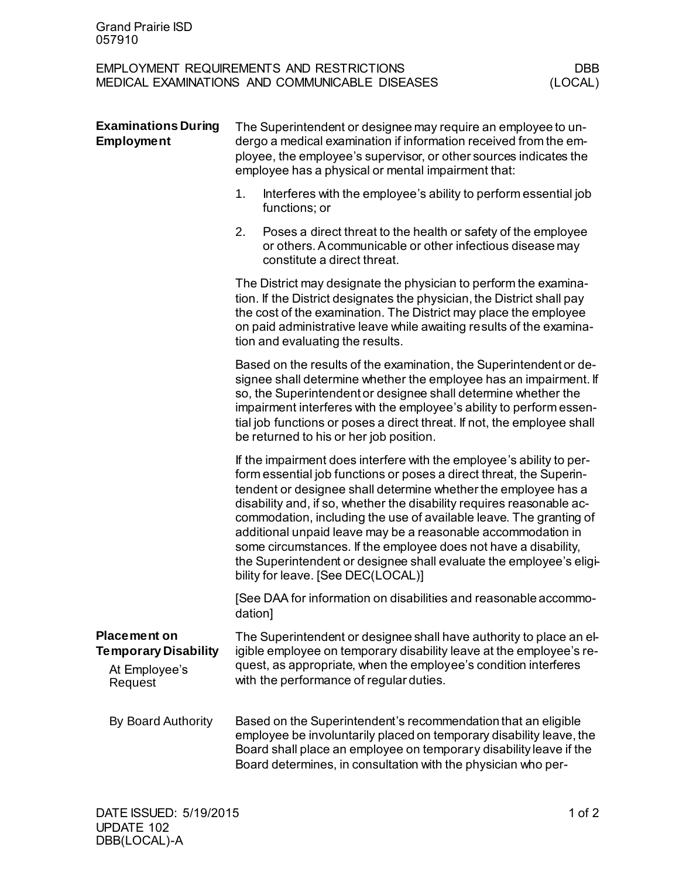Grand Prairie ISD
057910

EMPLOYMENT REQUIREMENTS AND RESTRICTIONS — DBB
MEDICAL EXAMINATIONS AND COMMUNICABLE DISEASES — (LOCAL)

## Examinations During Employment

The Superintendent or designee may require an employee to undergo a medical examination if information received from the employee, the employee's supervisor, or other sources indicates the employee has a physical or mental impairment that:

1. Interferes with the employee's ability to perform essential job functions; or
2. Poses a direct threat to the health or safety of the employee or others. A communicable or other infectious disease may constitute a direct threat.

The District may designate the physician to perform the examination. If the District designates the physician, the District shall pay the cost of the examination. The District may place the employee on paid administrative leave while awaiting results of the examination and evaluating the results.

Based on the results of the examination, the Superintendent or designee shall determine whether the employee has an impairment. If so, the Superintendent or designee shall determine whether the impairment interferes with the employee's ability to perform essential job functions or poses a direct threat. If not, the employee shall be returned to his or her job position.

If the impairment does interfere with the employee's ability to perform essential job functions or poses a direct threat, the Superintendent or designee shall determine whether the employee has a disability and, if so, whether the disability requires reasonable accommodation, including the use of available leave. The granting of additional unpaid leave may be a reasonable accommodation in some circumstances. If the employee does not have a disability, the Superintendent or designee shall evaluate the employee's eligibility for leave. [See DEC(LOCAL)]

[See DAA for information on disabilities and reasonable accommodation]

## Placement on Temporary Disability

### At Employee's Request

The Superintendent or designee shall have authority to place an eligible employee on temporary disability leave at the employee's request, as appropriate, when the employee's condition interferes with the performance of regular duties.

### By Board Authority

Based on the Superintendent's recommendation that an eligible employee be involuntarily placed on temporary disability leave, the Board shall place an employee on temporary disability leave if the Board determines, in consultation with the physician who per-

DATE ISSUED: 5/19/2015
UPDATE 102
DBB(LOCAL)-A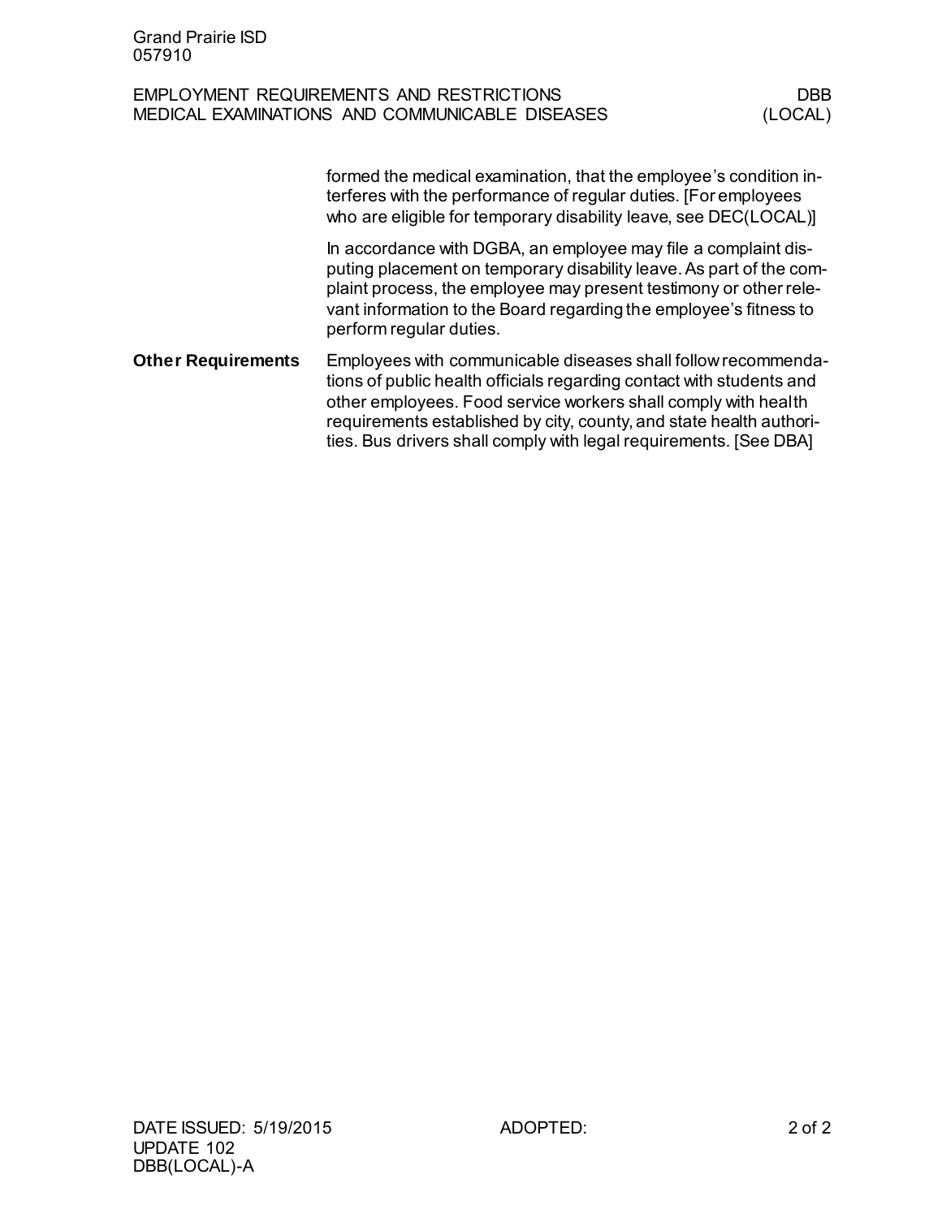formed the medical examination, that the employee's condition interferes with the performance of regular duties. [For employees who are eligible for temporary disability leave, see DEC(LOCAL)]

In accordance with DGBA, an employee may file a complaint disputing placement on temporary disability leave. As part of the complaint process, the employee may present testimony or other relevant information to the Board regarding the employee's fitness to perform regular duties.

**Other Requirements**

Employees with communicable diseases shall follow recommendations of public health officials regarding contact with students and other employees. Food service workers shall comply with health requirements established by city, county, and state health authorities. Bus drivers shall comply with legal requirements. [See DBA]